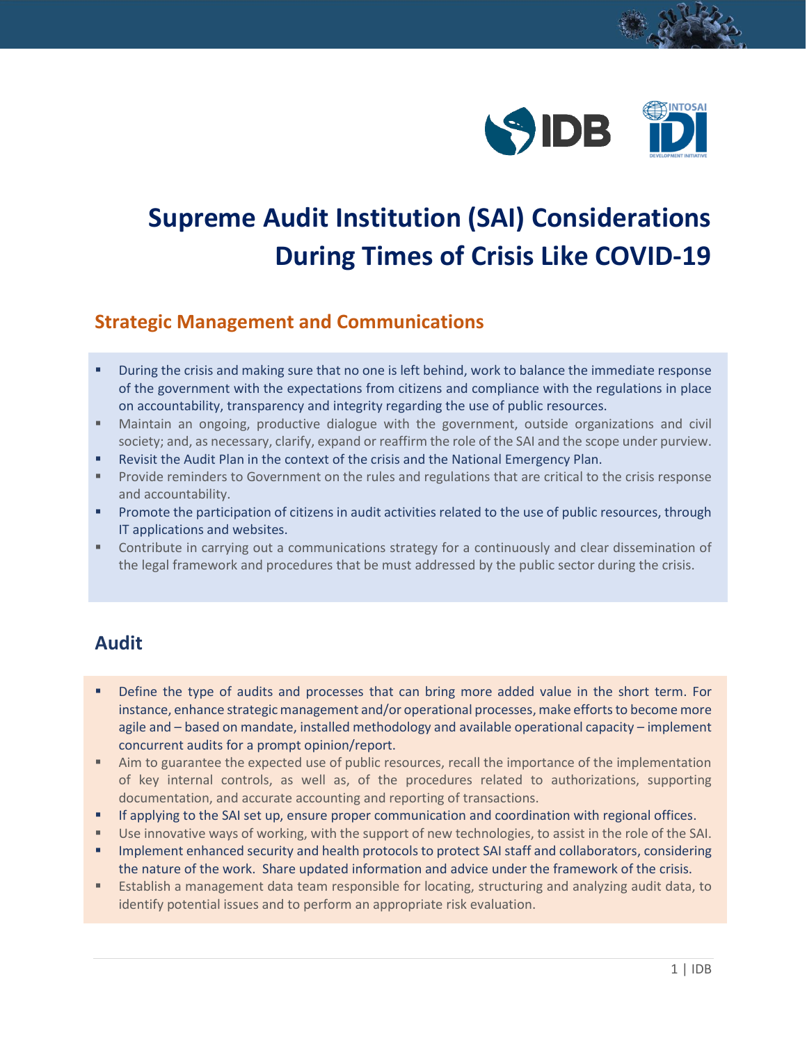# Supreme Audit Institution (SAI) Considerations During Times of Crisis Like COVID-19

## Strategic Management and Communications

- During the crisis and making sure that no one is left behind, work to balance the immediate response of the government with the expectations from citizens and compliance with the regulations in place on accountability, transparency and integrity regarding the use of public resources.
- Maintain an ongoing, productive dialogue with the government, outside organizations and civil society; and, as necessary, clarify, expand or reaffirm the role of the SAI and the scope under purview.
- Revisit the Audit Plan in the context of the crisis and the National Emergency Plan.
- Provide reminders to Government on the rules and regulations that are critical to the crisis response and accountability.
- Promote the participation of citizens in audit activities related to the use of public resources, through IT applications and websites.
- Contribute in carrying out a communications strategy for a continuously and clear dissemination of the legal framework and procedures that be must addressed by the public sector during the crisis.

## Audit

- Define the type of audits and processes that can bring more added value in the short term. For instance, enhance strategic management and/or operational processes, make efforts to become more agile and – based on mandate, installed methodology and available operational capacity – implement concurrent audits for a prompt opinion/report.
- Aim to guarantee the expected use of public resources, recall the importance of the implementation of key internal controls, as well as, of the procedures related to authorizations, supporting documentation, and accurate accounting and reporting of transactions.
- If applying to the SAI set up, ensure proper communication and coordination with regional offices.
- Use innovative ways of working, with the support of new technologies, to assist in the role of the SAI.
- Implement enhanced security and health protocols to protect SAI staff and collaborators, considering the nature of the work. Share updated information and advice under the framework of the crisis.
- Establish a management data team responsible for locating, structuring and analyzing audit data, to identify potential issues and to perform an appropriate risk evaluation.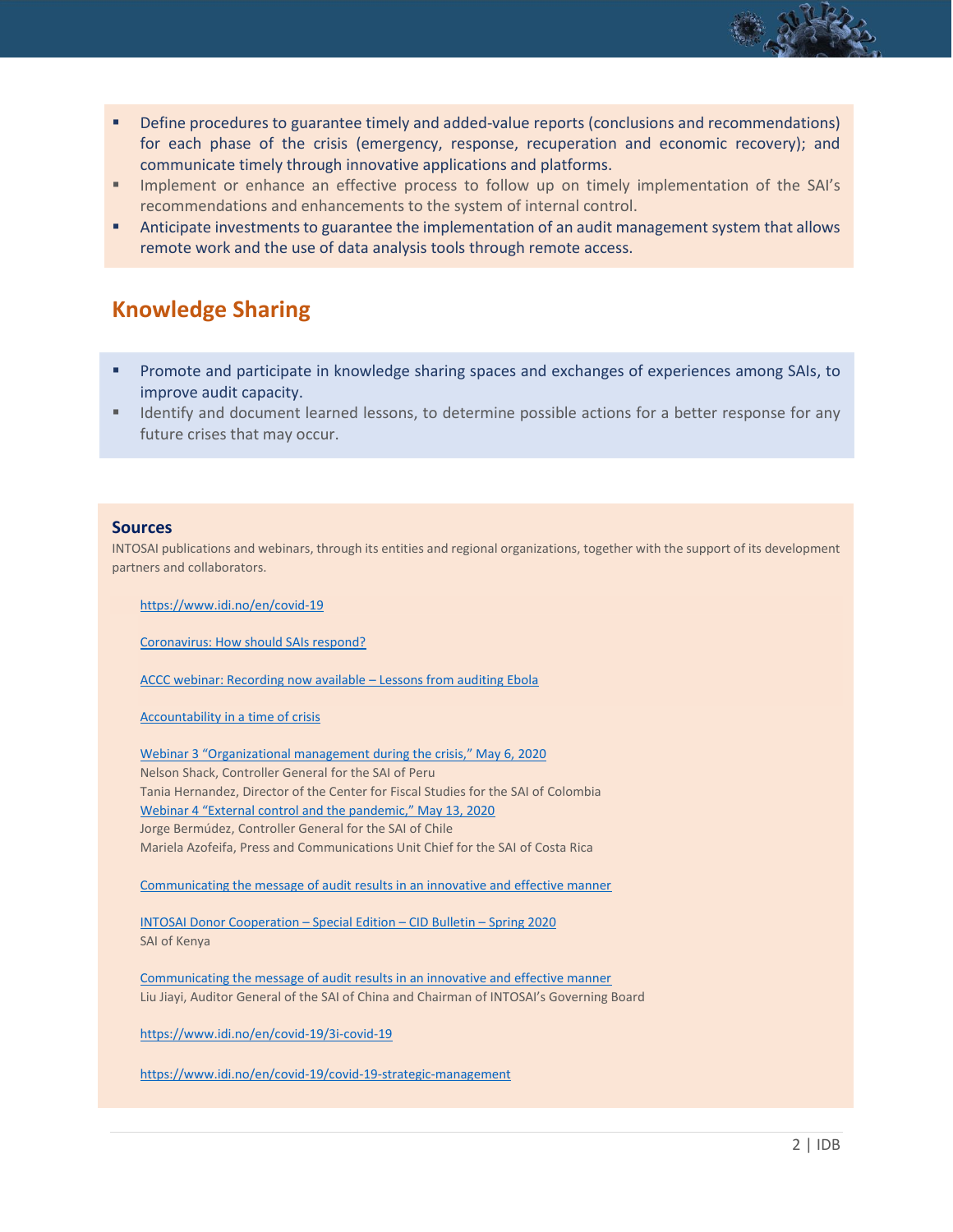- Define procedures to guarantee timely and added-value reports (conclusions and recommendations) for each phase of the crisis (emergency, response, recuperation and economic recovery); and communicate timely through innovative applications and platforms.
- Implement or enhance an effective process to follow up on timely implementation of the SAI's recommendations and enhancements to the system of internal control.
- Anticipate investments to guarantee the implementation of an audit management system that allows remote work and the use of data analysis tools through remote access.

## Knowledge Sharing

- Promote and participate in knowledge sharing spaces and exchanges of experiences among SAIs, to improve audit capacity.
- Identify and document learned lessons, to determine possible actions for a better response for any future crises that may occur.

### Sources

INTOSAI publications and webinars, through its entities and regional organizations, together with the support of its development partners and collaborators.

https://www.idi.no/en/covid-19

Coronavirus: How should SAIs respond?

ACCC webinar: Recording now available – Lessons from auditing Ebola

Accountability in a time of crisis

Webinar 3 "Organizational management during the crisis," May 6, 2020
Nelson Shack, Controller General for the SAI of Peru
Tania Hernandez, Director of the Center for Fiscal Studies for the SAI of Colombia
Webinar 4 "External control and the pandemic," May 13, 2020
Jorge Bermúdez, Controller General for the SAI of Chile
Mariela Azofeifa, Press and Communications Unit Chief for the SAI of Costa Rica

Communicating the message of audit results in an innovative and effective manner

INTOSAI Donor Cooperation – Special Edition – CID Bulletin – Spring 2020
SAI of Kenya

Communicating the message of audit results in an innovative and effective manner
Liu Jiayi, Auditor General of the SAI of China and Chairman of INTOSAI's Governing Board

https://www.idi.no/en/covid-19/3i-covid-19

https://www.idi.no/en/covid-19/covid-19-strategic-management